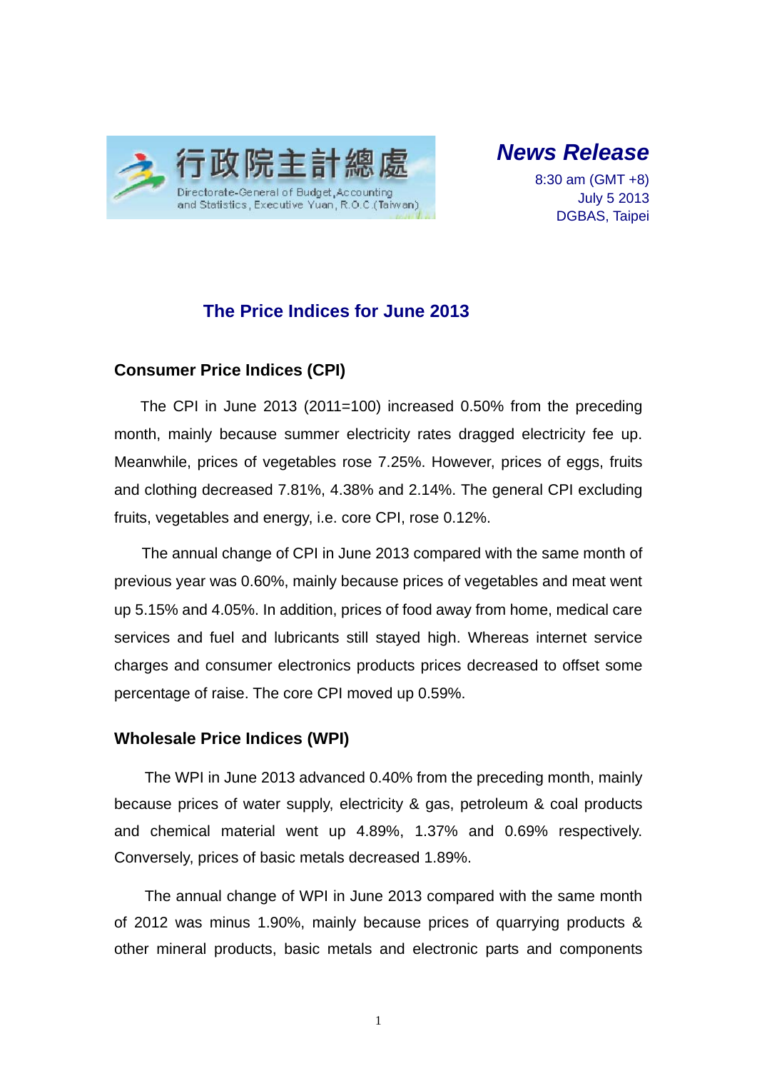行政院主計總處

Directorate-General of Budget, Accounting and Statistics, Executive Yuan, R.O.C. (Taiwan)

***News Release***

8:30 am (GMT +8)
July 5 2013
DGBAS, Taipei

# The Price Indices for June 2013

## Consumer Price Indices (CPI)

The CPI in June 2013 (2011=100) increased 0.50% from the preceding month, mainly because summer electricity rates dragged electricity fee up. Meanwhile, prices of vegetables rose 7.25%. However, prices of eggs, fruits and clothing decreased 7.81%, 4.38% and 2.14%. The general CPI excluding fruits, vegetables and energy, i.e. core CPI, rose 0.12%.

The annual change of CPI in June 2013 compared with the same month of previous year was 0.60%, mainly because prices of vegetables and meat went up 5.15% and 4.05%. In addition, prices of food away from home, medical care services and fuel and lubricants still stayed high. Whereas internet service charges and consumer electronics products prices decreased to offset some percentage of raise. The core CPI moved up 0.59%.

## Wholesale Price Indices (WPI)

The WPI in June 2013 advanced 0.40% from the preceding month, mainly because prices of water supply, electricity & gas, petroleum & coal products and chemical material went up 4.89%, 1.37% and 0.69% respectively. Conversely, prices of basic metals decreased 1.89%.

The annual change of WPI in June 2013 compared with the same month of 2012 was minus 1.90%, mainly because prices of quarrying products & other mineral products, basic metals and electronic parts and components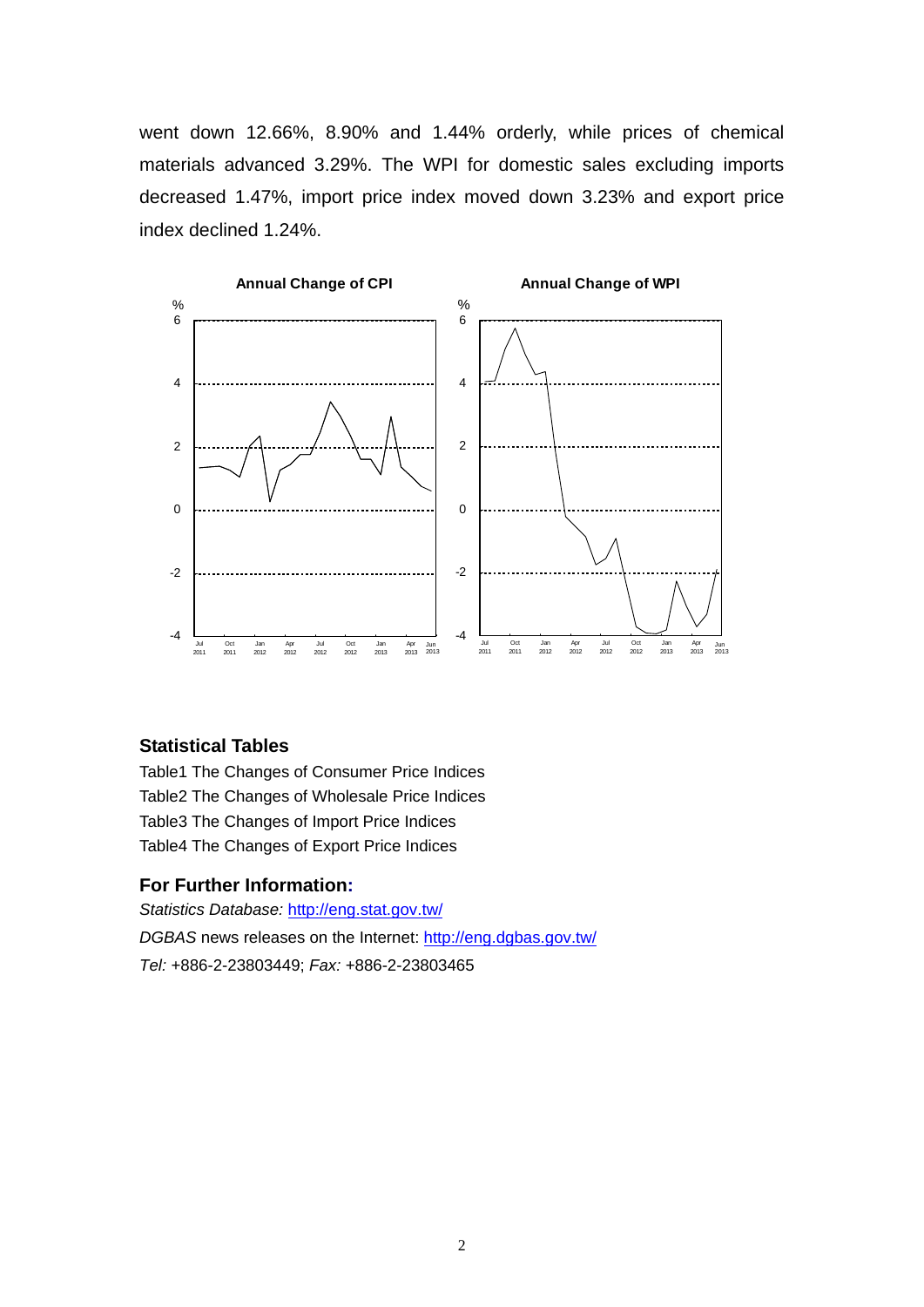went down 12.66%, 8.90% and 1.44% orderly, while prices of chemical materials advanced 3.29%. The WPI for domestic sales excluding imports decreased 1.47%, import price index moved down 3.23% and export price index declined 1.24%.

**Annual Change of CPI**

**Annual Change of WPI**

## Statistical Tables

Table1 The Changes of Consumer Price Indices

Table2 The Changes of Wholesale Price Indices

Table3 The Changes of Import Price Indices

Table4 The Changes of Export Price Indices

## For Further Information:

*Statistics Database:* http://eng.stat.gov.tw/

*DGBAS* news releases on the Internet: http://eng.dgbas.gov.tw/

*Tel:* +886-2-23803449; *Fax:* +886-2-23803465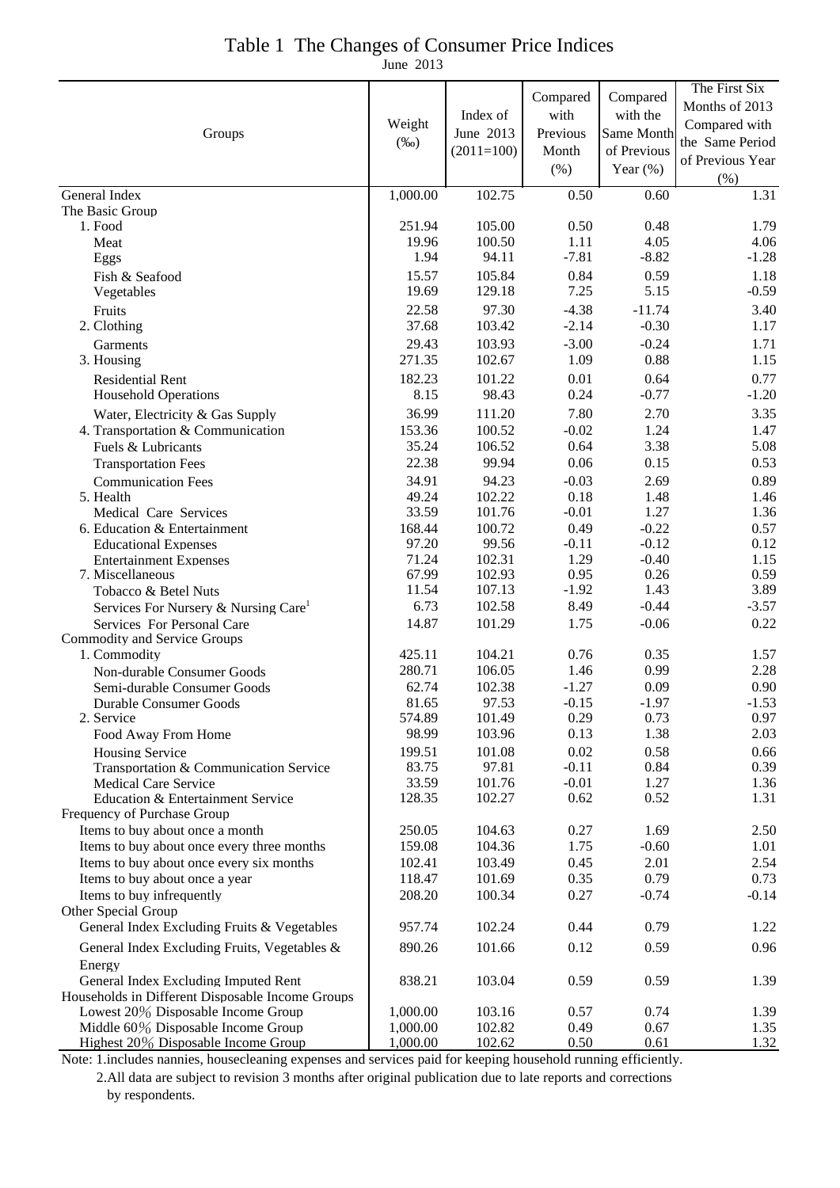# Table 1 The Changes of Consumer Price Indices

June 2013

| Groups | Weight (‰) | Index of June 2013 (2011=100) | Compared with Previous Month (%) | Compared with the Same Month of Previous Year (%) | The First Six Months of 2013 Compared with the Same Period of Previous Year (%) |
|---|---|---|---|---|---|
| General Index | 1,000.00 | 102.75 | 0.50 | 0.60 | 1.31 |
| The Basic Group | | | | | |
| 1. Food | 251.94 | 105.00 | 0.50 | 0.48 | 1.79 |
| Meat | 19.96 | 100.50 | 1.11 | 4.05 | 4.06 |
| Eggs | 1.94 | 94.11 | -7.81 | -8.82 | -1.28 |
| Fish & Seafood | 15.57 | 105.84 | 0.84 | 0.59 | 1.18 |
| Vegetables | 19.69 | 129.18 | 7.25 | 5.15 | -0.59 |
| Fruits | 22.58 | 97.30 | -4.38 | -11.74 | 3.40 |
| 2. Clothing | 37.68 | 103.42 | -2.14 | -0.30 | 1.17 |
| Garments | 29.43 | 103.93 | -3.00 | -0.24 | 1.71 |
| 3. Housing | 271.35 | 102.67 | 1.09 | 0.88 | 1.15 |
| Residential Rent | 182.23 | 101.22 | 0.01 | 0.64 | 0.77 |
| Household Operations | 8.15 | 98.43 | 0.24 | -0.77 | -1.20 |
| Water, Electricity & Gas Supply | 36.99 | 111.20 | 7.80 | 2.70 | 3.35 |
| 4. Transportation & Communication | 153.36 | 100.52 | -0.02 | 1.24 | 1.47 |
| Fuels & Lubricants | 35.24 | 106.52 | 0.64 | 3.38 | 5.08 |
| Transportation Fees | 22.38 | 99.94 | 0.06 | 0.15 | 0.53 |
| Communication Fees | 34.91 | 94.23 | -0.03 | 2.69 | 0.89 |
| 5. Health | 49.24 | 102.22 | 0.18 | 1.48 | 1.46 |
| Medical Care Services | 33.59 | 101.76 | -0.01 | 1.27 | 1.36 |
| 6. Education & Entertainment | 168.44 | 100.72 | 0.49 | -0.22 | 0.57 |
| Educational Expenses | 97.20 | 99.56 | -0.11 | -0.12 | 0.12 |
| Entertainment Expenses | 71.24 | 102.31 | 1.29 | -0.40 | 1.15 |
| 7. Miscellaneous | 67.99 | 102.93 | 0.95 | 0.26 | 0.59 |
| Tobacco & Betel Nuts | 11.54 | 107.13 | -1.92 | 1.43 | 3.89 |
| Services For Nursery & Nursing Care[1] | 6.73 | 102.58 | 8.49 | -0.44 | -3.57 |
| Services For Personal Care | 14.87 | 101.29 | 1.75 | -0.06 | 0.22 |
| Commodity and Service Groups | | | | | |
| 1. Commodity | 425.11 | 104.21 | 0.76 | 0.35 | 1.57 |
| Non-durable Consumer Goods | 280.71 | 106.05 | 1.46 | 0.99 | 2.28 |
| Semi-durable Consumer Goods | 62.74 | 102.38 | -1.27 | 0.09 | 0.90 |
| Durable Consumer Goods | 81.65 | 97.53 | -0.15 | -1.97 | -1.53 |
| 2. Service | 574.89 | 101.49 | 0.29 | 0.73 | 0.97 |
| Food Away From Home | 98.99 | 103.96 | 0.13 | 1.38 | 2.03 |
| Housing Service | 199.51 | 101.08 | 0.02 | 0.58 | 0.66 |
| Transportation & Communication Service | 83.75 | 97.81 | -0.11 | 0.84 | 0.39 |
| Medical Care Service | 33.59 | 101.76 | -0.01 | 1.27 | 1.36 |
| Education & Entertainment Service | 128.35 | 102.27 | 0.62 | 0.52 | 1.31 |
| Frequency of Purchase Group | | | | | |
| Items to buy about once a month | 250.05 | 104.63 | 0.27 | 1.69 | 2.50 |
| Items to buy about once every three months | 159.08 | 104.36 | 1.75 | -0.60 | 1.01 |
| Items to buy about once every six months | 102.41 | 103.49 | 0.45 | 2.01 | 2.54 |
| Items to buy about once a year | 118.47 | 101.69 | 0.35 | 0.79 | 0.73 |
| Items to buy infrequently | 208.20 | 100.34 | 0.27 | -0.74 | -0.14 |
| Other Special Group | | | | | |
| General Index Excluding Fruits & Vegetables | 957.74 | 102.24 | 0.44 | 0.79 | 1.22 |
| General Index Excluding Fruits, Vegetables & Energy | 890.26 | 101.66 | 0.12 | 0.59 | 0.96 |
| General Index Excluding Imputed Rent | 838.21 | 103.04 | 0.59 | 0.59 | 1.39 |
| Households in Different Disposable Income Groups | | | | | |
| Lowest 20% Disposable Income Group | 1,000.00 | 103.16 | 0.57 | 0.74 | 1.39 |
| Middle 60% Disposable Income Group | 1,000.00 | 102.82 | 0.49 | 0.67 | 1.35 |
| Highest 20% Disposable Income Group | 1,000.00 | 102.62 | 0.50 | 0.61 | 1.32 |

Note: 1.includes nannies, housecleaning expenses and services paid for keeping household running efficiently.

2.All data are subject to revision 3 months after original publication due to late reports and corrections by respondents.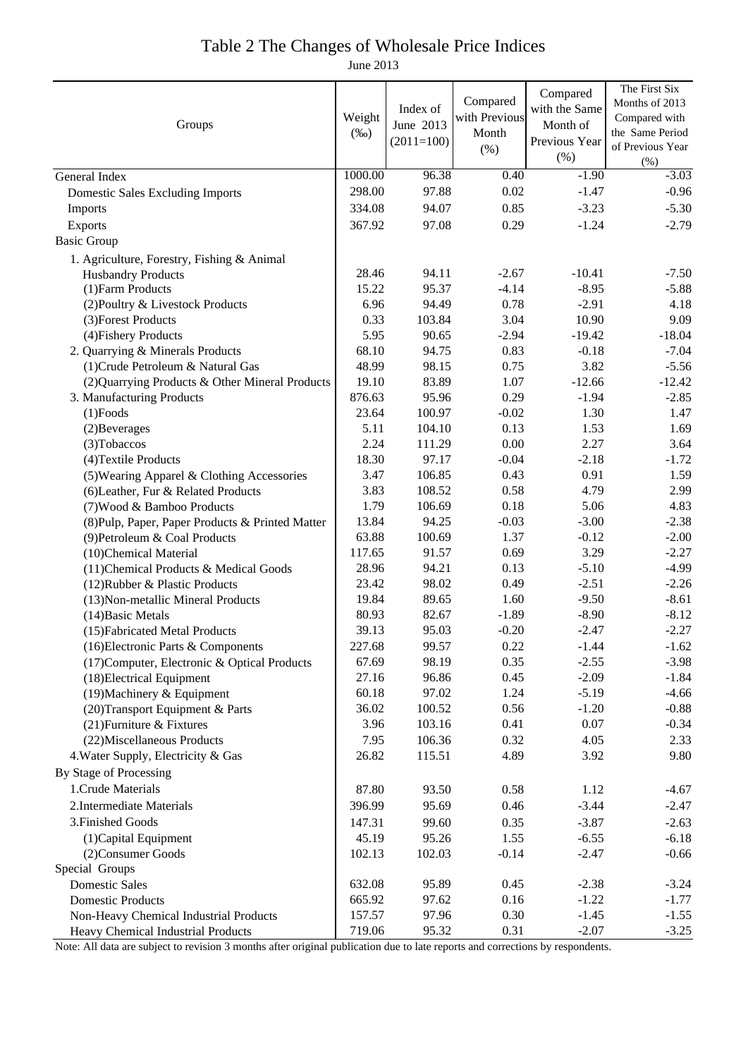# Table 2 The Changes of Wholesale Price Indices

June 2013

| Groups | Weight (‰) | Index of June 2013 (2011=100) | Compared with Previous Month (%) | Compared with the Same Month of Previous Year (%) | The First Six Months of 2013 Compared with the Same Period of Previous Year (%) |
|---|---|---|---|---|---|
| General Index | 1000.00 | 96.38 | 0.40 | -1.90 | -3.03 |
| Domestic Sales Excluding Imports | 298.00 | 97.88 | 0.02 | -1.47 | -0.96 |
| Imports | 334.08 | 94.07 | 0.85 | -3.23 | -5.30 |
| Exports | 367.92 | 97.08 | 0.29 | -1.24 | -2.79 |
| Basic Group | | | | | |
| 1. Agriculture, Forestry, Fishing & Animal Husbandry Products | 28.46 | 94.11 | -2.67 | -10.41 | -7.50 |
| (1)Farm Products | 15.22 | 95.37 | -4.14 | -8.95 | -5.88 |
| (2)Poultry & Livestock Products | 6.96 | 94.49 | 0.78 | -2.91 | 4.18 |
| (3)Forest Products | 0.33 | 103.84 | 3.04 | 10.90 | 9.09 |
| (4)Fishery Products | 5.95 | 90.65 | -2.94 | -19.42 | -18.04 |
| 2. Quarrying & Minerals Products | 68.10 | 94.75 | 0.83 | -0.18 | -7.04 |
| (1)Crude Petroleum & Natural Gas | 48.99 | 98.15 | 0.75 | 3.82 | -5.56 |
| (2)Quarrying Products & Other Mineral Products | 19.10 | 83.89 | 1.07 | -12.66 | -12.42 |
| 3. Manufacturing Products | 876.63 | 95.96 | 0.29 | -1.94 | -2.85 |
| (1)Foods | 23.64 | 100.97 | -0.02 | 1.30 | 1.47 |
| (2)Beverages | 5.11 | 104.10 | 0.13 | 1.53 | 1.69 |
| (3)Tobaccos | 2.24 | 111.29 | 0.00 | 2.27 | 3.64 |
| (4)Textile Products | 18.30 | 97.17 | -0.04 | -2.18 | -1.72 |
| (5)Wearing Apparel & Clothing Accessories | 3.47 | 106.85 | 0.43 | 0.91 | 1.59 |
| (6)Leather, Fur & Related Products | 3.83 | 108.52 | 0.58 | 4.79 | 2.99 |
| (7)Wood & Bamboo Products | 1.79 | 106.69 | 0.18 | 5.06 | 4.83 |
| (8)Pulp, Paper, Paper Products & Printed Matter | 13.84 | 94.25 | -0.03 | -3.00 | -2.38 |
| (9)Petroleum & Coal Products | 63.88 | 100.69 | 1.37 | -0.12 | -2.00 |
| (10)Chemical Material | 117.65 | 91.57 | 0.69 | 3.29 | -2.27 |
| (11)Chemical Products & Medical Goods | 28.96 | 94.21 | 0.13 | -5.10 | -4.99 |
| (12)Rubber & Plastic Products | 23.42 | 98.02 | 0.49 | -2.51 | -2.26 |
| (13)Non-metallic Mineral Products | 19.84 | 89.65 | 1.60 | -9.50 | -8.61 |
| (14)Basic Metals | 80.93 | 82.67 | -1.89 | -8.90 | -8.12 |
| (15)Fabricated Metal Products | 39.13 | 95.03 | -0.20 | -2.47 | -2.27 |
| (16)Electronic Parts & Components | 227.68 | 99.57 | 0.22 | -1.44 | -1.62 |
| (17)Computer, Electronic & Optical Products | 67.69 | 98.19 | 0.35 | -2.55 | -3.98 |
| (18)Electrical Equipment | 27.16 | 96.86 | 0.45 | -2.09 | -1.84 |
| (19)Machinery & Equipment | 60.18 | 97.02 | 1.24 | -5.19 | -4.66 |
| (20)Transport Equipment & Parts | 36.02 | 100.52 | 0.56 | -1.20 | -0.88 |
| (21)Furniture & Fixtures | 3.96 | 103.16 | 0.41 | 0.07 | -0.34 |
| (22)Miscellaneous Products | 7.95 | 106.36 | 0.32 | 4.05 | 2.33 |
| 4.Water Supply, Electricity & Gas | 26.82 | 115.51 | 4.89 | 3.92 | 9.80 |
| By Stage of Processing | | | | | |
| 1.Crude Materials | 87.80 | 93.50 | 0.58 | 1.12 | -4.67 |
| 2.Intermediate Materials | 396.99 | 95.69 | 0.46 | -3.44 | -2.47 |
| 3.Finished Goods | 147.31 | 99.60 | 0.35 | -3.87 | -2.63 |
| (1)Capital Equipment | 45.19 | 95.26 | 1.55 | -6.55 | -6.18 |
| (2)Consumer Goods | 102.13 | 102.03 | -0.14 | -2.47 | -0.66 |
| Special Groups | | | | | |
| Domestic Sales | 632.08 | 95.89 | 0.45 | -2.38 | -3.24 |
| Domestic Products | 665.92 | 97.62 | 0.16 | -1.22 | -1.77 |
| Non-Heavy Chemical Industrial Products | 157.57 | 97.96 | 0.30 | -1.45 | -1.55 |
| Heavy Chemical Industrial Products | 719.06 | 95.32 | 0.31 | -2.07 | -3.25 |

Note: All data are subject to revision 3 months after original publication due to late reports and corrections by respondents.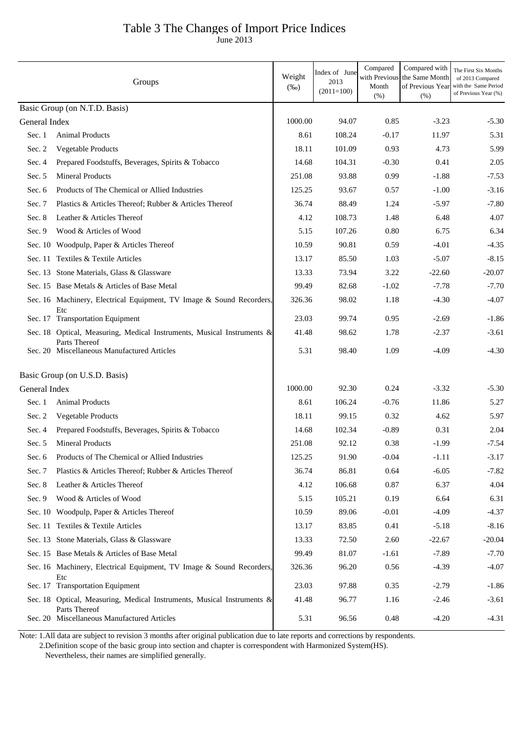# Table 3 The Changes of Import Price Indices

June 2013

| Groups | | Weight (‰) | Index of June 2013 (2011=100) | Compared with Previous Month (%) | Compared with the Same Month of Previous Year (%) | The First Six Months of 2013 Compared with the Same Period of Previous Year (%) |
|---|---|---|---|---|---|---|
| Basic Group (on N.T.D. Basis) | | | | | | |
| General Index | | 1000.00 | 94.07 | 0.85 | -3.23 | -5.30 |
| Sec. 1 | Animal Products | 8.61 | 108.24 | -0.17 | 11.97 | 5.31 |
| Sec. 2 | Vegetable Products | 18.11 | 101.09 | 0.93 | 4.73 | 5.99 |
| Sec. 4 | Prepared Foodstuffs, Beverages, Spirits & Tobacco | 14.68 | 104.31 | -0.30 | 0.41 | 2.05 |
| Sec. 5 | Mineral Products | 251.08 | 93.88 | 0.99 | -1.88 | -7.53 |
| Sec. 6 | Products of The Chemical or Allied Industries | 125.25 | 93.67 | 0.57 | -1.00 | -3.16 |
| Sec. 7 | Plastics & Articles Thereof; Rubber & Articles Thereof | 36.74 | 88.49 | 1.24 | -5.97 | -7.80 |
| Sec. 8 | Leather & Articles Thereof | 4.12 | 108.73 | 1.48 | 6.48 | 4.07 |
| Sec. 9 | Wood & Articles of Wood | 5.15 | 107.26 | 0.80 | 6.75 | 6.34 |
| Sec. 10 | Woodpulp, Paper & Articles Thereof | 10.59 | 90.81 | 0.59 | -4.01 | -4.35 |
| Sec. 11 | Textiles & Textile Articles | 13.17 | 85.50 | 1.03 | -5.07 | -8.15 |
| Sec. 13 | Stone Materials, Glass & Glassware | 13.33 | 73.94 | 3.22 | -22.60 | -20.07 |
| Sec. 15 | Base Metals & Articles of Base Metal | 99.49 | 82.68 | -1.02 | -7.78 | -7.70 |
| Sec. 16 | Machinery, Electrical Equipment, TV Image & Sound Recorders, Etc | 326.36 | 98.02 | 1.18 | -4.30 | -4.07 |
| Sec. 17 | Transportation Equipment | 23.03 | 99.74 | 0.95 | -2.69 | -1.86 |
| Sec. 18 | Optical, Measuring, Medical Instruments, Musical Instruments & Parts Thereof | 41.48 | 98.62 | 1.78 | -2.37 | -3.61 |
| Sec. 20 | Miscellaneous Manufactured Articles | 5.31 | 98.40 | 1.09 | -4.09 | -4.30 |
| Basic Group (on U.S.D. Basis) | | | | | | |
| General Index | | 1000.00 | 92.30 | 0.24 | -3.32 | -5.30 |
| Sec. 1 | Animal Products | 8.61 | 106.24 | -0.76 | 11.86 | 5.27 |
| Sec. 2 | Vegetable Products | 18.11 | 99.15 | 0.32 | 4.62 | 5.97 |
| Sec. 4 | Prepared Foodstuffs, Beverages, Spirits & Tobacco | 14.68 | 102.34 | -0.89 | 0.31 | 2.04 |
| Sec. 5 | Mineral Products | 251.08 | 92.12 | 0.38 | -1.99 | -7.54 |
| Sec. 6 | Products of The Chemical or Allied Industries | 125.25 | 91.90 | -0.04 | -1.11 | -3.17 |
| Sec. 7 | Plastics & Articles Thereof; Rubber & Articles Thereof | 36.74 | 86.81 | 0.64 | -6.05 | -7.82 |
| Sec. 8 | Leather & Articles Thereof | 4.12 | 106.68 | 0.87 | 6.37 | 4.04 |
| Sec. 9 | Wood & Articles of Wood | 5.15 | 105.21 | 0.19 | 6.64 | 6.31 |
| Sec. 10 | Woodpulp, Paper & Articles Thereof | 10.59 | 89.06 | -0.01 | -4.09 | -4.37 |
| Sec. 11 | Textiles & Textile Articles | 13.17 | 83.85 | 0.41 | -5.18 | -8.16 |
| Sec. 13 | Stone Materials, Glass & Glassware | 13.33 | 72.50 | 2.60 | -22.67 | -20.04 |
| Sec. 15 | Base Metals & Articles of Base Metal | 99.49 | 81.07 | -1.61 | -7.89 | -7.70 |
| Sec. 16 | Machinery, Electrical Equipment, TV Image & Sound Recorders, Etc | 326.36 | 96.20 | 0.56 | -4.39 | -4.07 |
| Sec. 17 | Transportation Equipment | 23.03 | 97.88 | 0.35 | -2.79 | -1.86 |
| Sec. 18 | Optical, Measuring, Medical Instruments, Musical Instruments & Parts Thereof | 41.48 | 96.77 | 1.16 | -2.46 | -3.61 |
| Sec. 20 | Miscellaneous Manufactured Articles | 5.31 | 96.56 | 0.48 | -4.20 | -4.31 |

Note: 1.All data are subject to revision 3 months after original publication due to late reports and corrections by respondents.

2.Definition scope of the basic group into section and chapter is correspondent with Harmonized System(HS). Nevertheless, their names are simplified generally.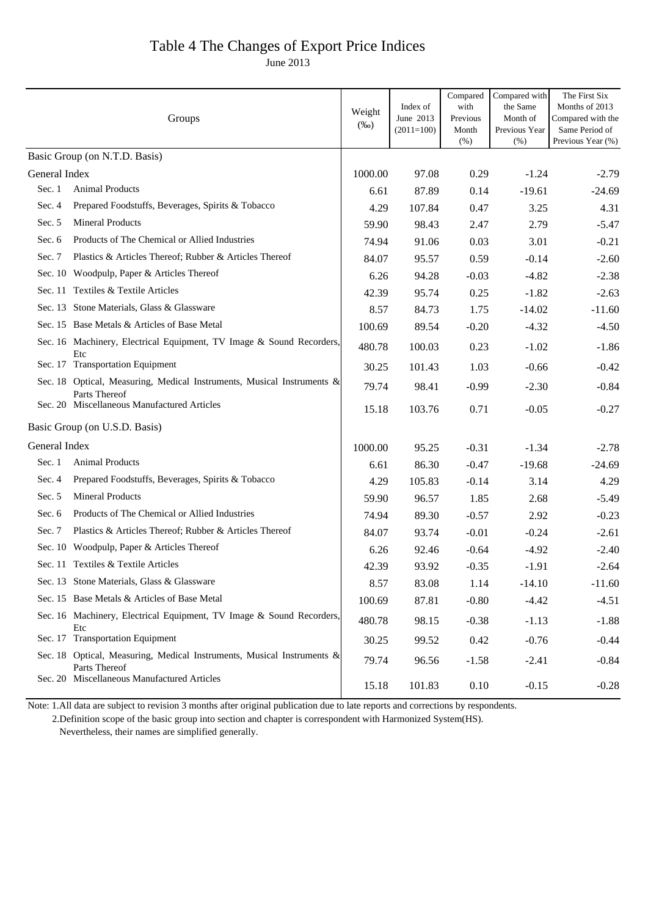# Table 4 The Changes of Export Price Indices

June 2013

| Groups | | Weight (‰) | Index of June 2013 (2011=100) | Compared with Previous Month (%) | Compared with the Same Month of Previous Year (%) | The First Six Months of 2013 Compared with the Same Period of Previous Year (%) |
|---|---|---|---|---|---|---|
| Basic Group (on N.T.D. Basis) | | | | | | |
| General Index | | 1000.00 | 97.08 | 0.29 | -1.24 | -2.79 |
| Sec. 1 | Animal Products | 6.61 | 87.89 | 0.14 | -19.61 | -24.69 |
| Sec. 4 | Prepared Foodstuffs, Beverages, Spirits & Tobacco | 4.29 | 107.84 | 0.47 | 3.25 | 4.31 |
| Sec. 5 | Mineral Products | 59.90 | 98.43 | 2.47 | 2.79 | -5.47 |
| Sec. 6 | Products of The Chemical or Allied Industries | 74.94 | 91.06 | 0.03 | 3.01 | -0.21 |
| Sec. 7 | Plastics & Articles Thereof; Rubber & Articles Thereof | 84.07 | 95.57 | 0.59 | -0.14 | -2.60 |
| Sec. 10 | Woodpulp, Paper & Articles Thereof | 6.26 | 94.28 | -0.03 | -4.82 | -2.38 |
| Sec. 11 | Textiles & Textile Articles | 42.39 | 95.74 | 0.25 | -1.82 | -2.63 |
| Sec. 13 | Stone Materials, Glass & Glassware | 8.57 | 84.73 | 1.75 | -14.02 | -11.60 |
| Sec. 15 | Base Metals & Articles of Base Metal | 100.69 | 89.54 | -0.20 | -4.32 | -4.50 |
| Sec. 16 | Machinery, Electrical Equipment, TV Image & Sound Recorders, Etc | 480.78 | 100.03 | 0.23 | -1.02 | -1.86 |
| Sec. 17 | Transportation Equipment | 30.25 | 101.43 | 1.03 | -0.66 | -0.42 |
| Sec. 18 | Optical, Measuring, Medical Instruments, Musical Instruments & Parts Thereof | 79.74 | 98.41 | -0.99 | -2.30 | -0.84 |
| Sec. 20 | Miscellaneous Manufactured Articles | 15.18 | 103.76 | 0.71 | -0.05 | -0.27 |
| Basic Group (on U.S.D. Basis) | | | | | | |
| General Index | | 1000.00 | 95.25 | -0.31 | -1.34 | -2.78 |
| Sec. 1 | Animal Products | 6.61 | 86.30 | -0.47 | -19.68 | -24.69 |
| Sec. 4 | Prepared Foodstuffs, Beverages, Spirits & Tobacco | 4.29 | 105.83 | -0.14 | 3.14 | 4.29 |
| Sec. 5 | Mineral Products | 59.90 | 96.57 | 1.85 | 2.68 | -5.49 |
| Sec. 6 | Products of The Chemical or Allied Industries | 74.94 | 89.30 | -0.57 | 2.92 | -0.23 |
| Sec. 7 | Plastics & Articles Thereof; Rubber & Articles Thereof | 84.07 | 93.74 | -0.01 | -0.24 | -2.61 |
| Sec. 10 | Woodpulp, Paper & Articles Thereof | 6.26 | 92.46 | -0.64 | -4.92 | -2.40 |
| Sec. 11 | Textiles & Textile Articles | 42.39 | 93.92 | -0.35 | -1.91 | -2.64 |
| Sec. 13 | Stone Materials, Glass & Glassware | 8.57 | 83.08 | 1.14 | -14.10 | -11.60 |
| Sec. 15 | Base Metals & Articles of Base Metal | 100.69 | 87.81 | -0.80 | -4.42 | -4.51 |
| Sec. 16 | Machinery, Electrical Equipment, TV Image & Sound Recorders, Etc | 480.78 | 98.15 | -0.38 | -1.13 | -1.88 |
| Sec. 17 | Transportation Equipment | 30.25 | 99.52 | 0.42 | -0.76 | -0.44 |
| Sec. 18 | Optical, Measuring, Medical Instruments, Musical Instruments & Parts Thereof | 79.74 | 96.56 | -1.58 | -2.41 | -0.84 |
| Sec. 20 | Miscellaneous Manufactured Articles | 15.18 | 101.83 | 0.10 | -0.15 | -0.28 |

Note: 1.All data are subject to revision 3 months after original publication due to late reports and corrections by respondents.

2.Definition scope of the basic group into section and chapter is correspondent with Harmonized System(HS). Nevertheless, their names are simplified generally.